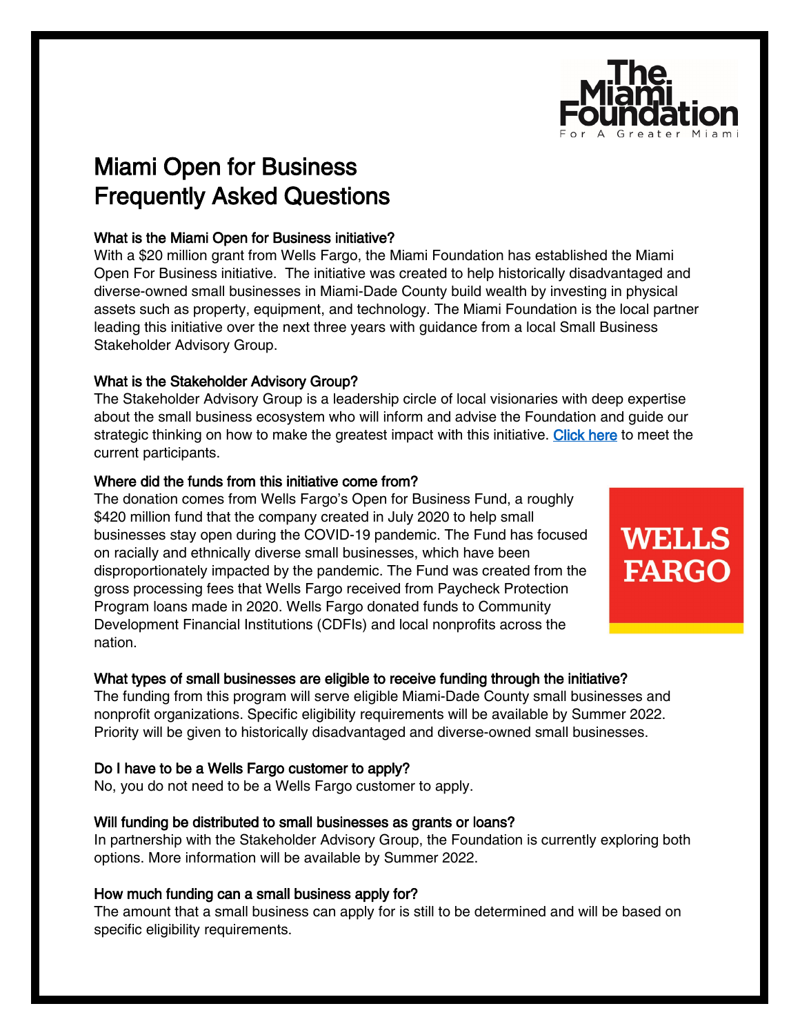# Miami Open for Business Frequently Asked Questions

### What is the Miami Open for Business initiative?

With a $20 million grant from Wells Fargo, the Miami Foundation has established the Miami Open For Business initiative. The initiative was created to help historically disadvantaged and diverse-owned small businesses in Miami-Dade County build wealth by investing in physical assets such as property, equipment, and technology. The Miami Foundation is the local partner leading this initiative over the next three years with guidance from a local Small Business Stakeholder Advisory Group.

### What is the Stakeholder Advisory Group?

The Stakeholder Advisory Group is a leadership circle of local visionaries with deep expertise about the small business ecosystem who will inform and advise the Foundation and guide our strategic thinking on how to make the greatest impact with this initiative. Click here to meet the current participants.

### Where did the funds from this initiative come from?

The donation comes from Wells Fargo's Open for Business Fund, a roughly $420 million fund that the company created in July 2020 to help small businesses stay open during the COVID-19 pandemic. The Fund has focused on racially and ethnically diverse small businesses, which have been disproportionately impacted by the pandemic. The Fund was created from the gross processing fees that Wells Fargo received from Paycheck Protection Program loans made in 2020. Wells Fargo donated funds to Community Development Financial Institutions (CDFIs) and local nonprofits across the nation.

### What types of small businesses are eligible to receive funding through the initiative?

The funding from this program will serve eligible Miami-Dade County small businesses and nonprofit organizations. Specific eligibility requirements will be available by Summer 2022. Priority will be given to historically disadvantaged and diverse-owned small businesses.

### Do I have to be a Wells Fargo customer to apply?

No, you do not need to be a Wells Fargo customer to apply.

### Will funding be distributed to small businesses as grants or loans?

In partnership with the Stakeholder Advisory Group, the Foundation is currently exploring both options. More information will be available by Summer 2022.

### How much funding can a small business apply for?

The amount that a small business can apply for is still to be determined and will be based on specific eligibility requirements.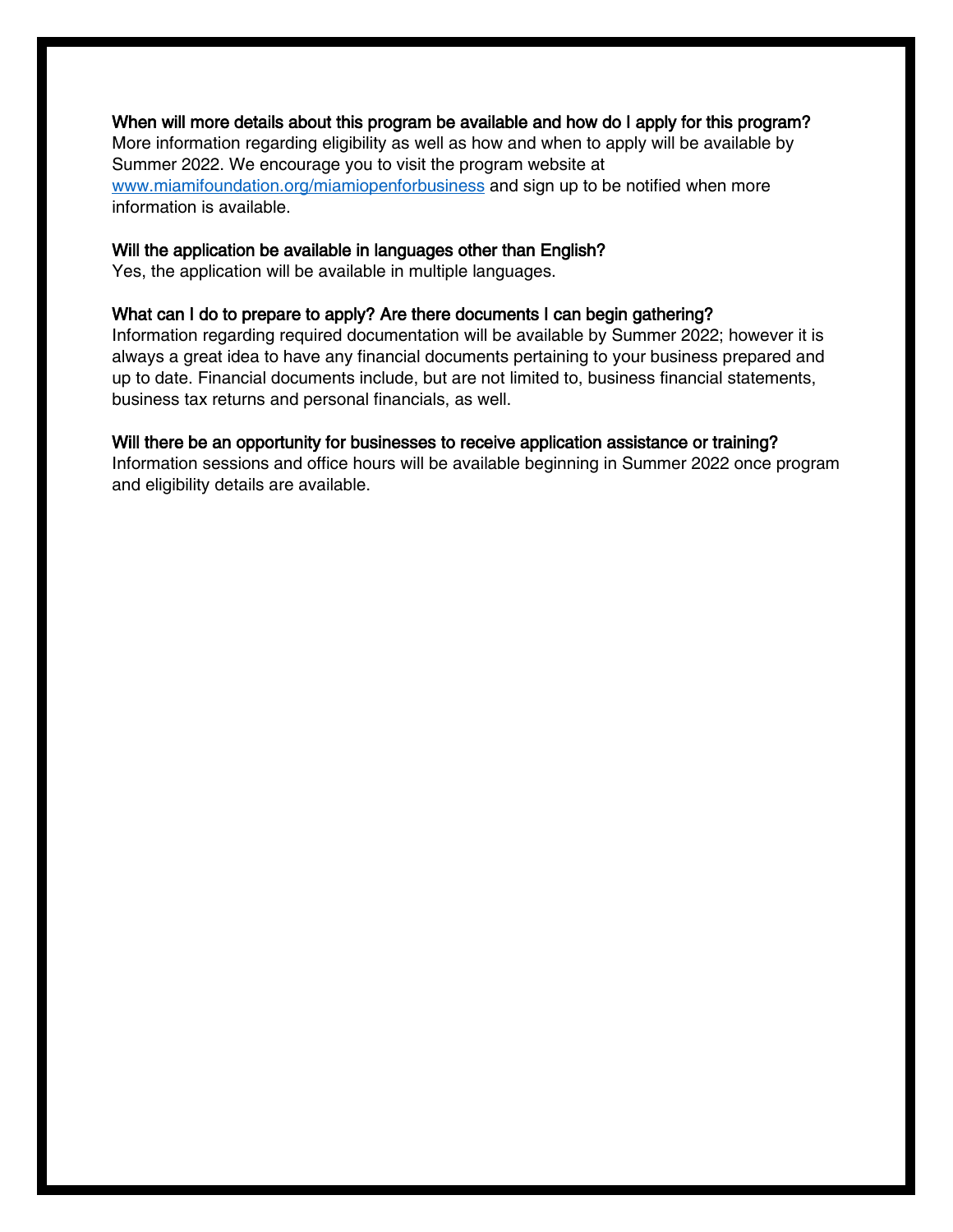**When will more details about this program be available and how do I apply for this program?**
More information regarding eligibility as well as how and when to apply will be available by Summer 2022. We encourage you to visit the program website at [www.miamifoundation.org/miamiopenforbusiness](www.miamifoundation.org/miamiopenforbusiness) and sign up to be notified when more information is available.

**Will the application be available in languages other than English?**
Yes, the application will be available in multiple languages.

**What can I do to prepare to apply? Are there documents I can begin gathering?**
Information regarding required documentation will be available by Summer 2022; however it is always a great idea to have any financial documents pertaining to your business prepared and up to date. Financial documents include, but are not limited to, business financial statements, business tax returns and personal financials, as well.

**Will there be an opportunity for businesses to receive application assistance or training?**
Information sessions and office hours will be available beginning in Summer 2022 once program and eligibility details are available.